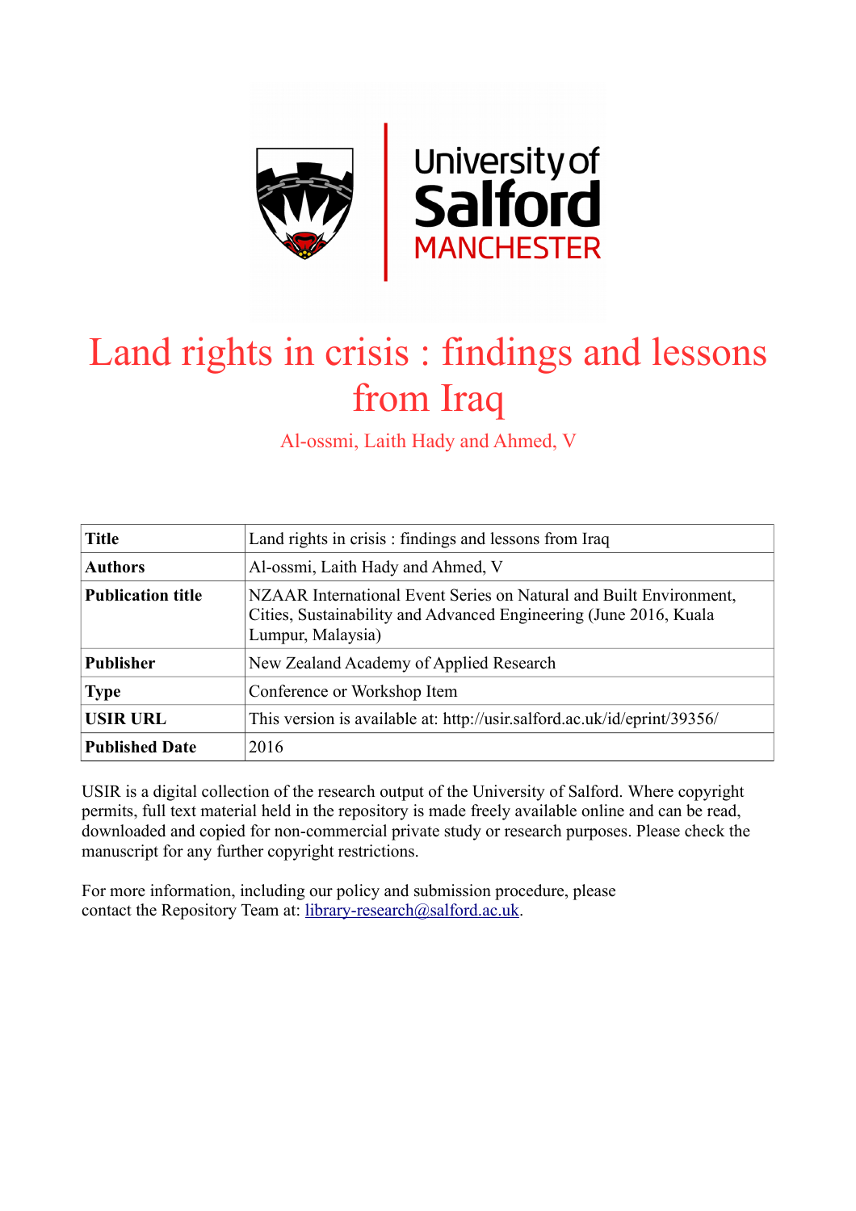# Land rights in crisis : findings and lessons from Iraq

Al-ossmi, Laith Hady and Ahmed, V

| **Title** | Land rights in crisis : findings and lessons from Iraq |
|---|---|
| **Authors** | Al-ossmi, Laith Hady and Ahmed, V |
| **Publication title** | NZAAR International Event Series on Natural and Built Environment, Cities, Sustainability and Advanced Engineering (June 2016, Kuala Lumpur, Malaysia) |
| **Publisher** | New Zealand Academy of Applied Research |
| **Type** | Conference or Workshop Item |
| **USIR URL** | This version is available at: http://usir.salford.ac.uk/id/eprint/39356/ |
| **Published Date** | 2016 |

USIR is a digital collection of the research output of the University of Salford. Where copyright permits, full text material held in the repository is made freely available online and can be read, downloaded and copied for non-commercial private study or research purposes. Please check the manuscript for any further copyright restrictions.

For more information, including our policy and submission procedure, please contact the Repository Team at: library-research@salford.ac.uk.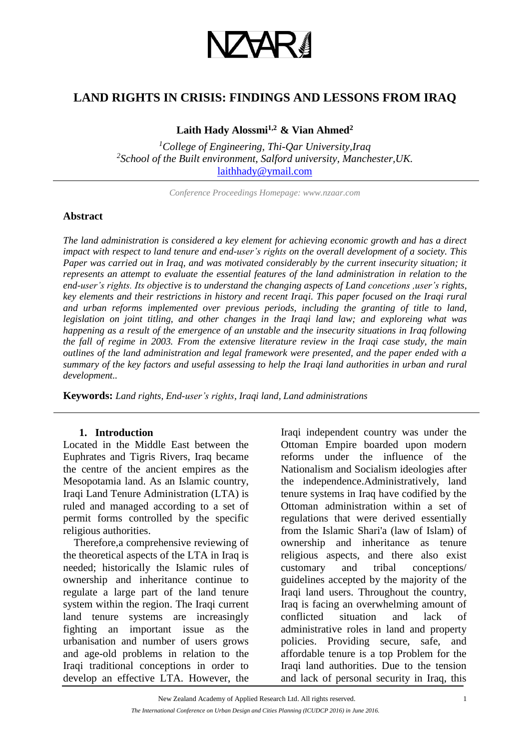# LAND RIGHTS IN CRISIS: FINDINGS AND LESSONS FROM IRAQ

**Laith Hady Alossmi[1,2] & Vian Ahmed[2]**

*[1]College of Engineering, Thi-Qar University,Iraq*
*[2]School of the Built environment, Salford university, Manchester,UK.*
laithhady@ymail.com

*Conference Proceedings Homepage: www.nzaar.com*

## Abstract

*The land administration is considered a key element for achieving economic growth and has a direct impact with respect to land tenure and end-user's rights on the overall development of a society. This Paper was carried out in Iraq, and was motivated considerably by the current insecurity situation; it represents an attempt to evaluate the essential features of the land administration in relation to the end-user's rights. Its objective is to understand the changing aspects of Land concetions ,user's rights, key elements and their restrictions in history and recent Iraqi. This paper focused on the Iraqi rural and urban reforms implemented over previous periods, including the granting of title to land, legislation on joint titling, and other changes in the Iraqi land law; and exploreing what was happening as a result of the emergence of an unstable and the insecurity situations in Iraq following the fall of regime in 2003. From the extensive literature review in the Iraqi case study, the main outlines of the land administration and legal framework were presented, and the paper ended with a summary of the key factors and useful assessing to help the Iraqi land authorities in urban and rural development..*

**Keywords:** *Land rights, End-user's rights, Iraqi land, Land administrations*

## 1. Introduction

Located in the Middle East between the Euphrates and Tigris Rivers, Iraq became the centre of the ancient empires as the Mesopotamia land. As an Islamic country, Iraqi Land Tenure Administration (LTA) is ruled and managed according to a set of permit forms controlled by the specific religious authorities.

Therefore,a comprehensive reviewing of the theoretical aspects of the LTA in Iraq is needed; historically the Islamic rules of ownership and inheritance continue to regulate a large part of the land tenure system within the region. The Iraqi current land tenure systems are increasingly fighting an important issue as the urbanisation and number of users grows and age-old problems in relation to the Iraqi traditional conceptions in order to develop an effective LTA. However, the Iraqi independent country was under the Ottoman Empire boarded upon modern reforms under the influence of the Nationalism and Socialism ideologies after the independence.Administratively, land tenure systems in Iraq have codified by the Ottoman administration within a set of regulations that were derived essentially from the Islamic Shari'a (law of Islam) of ownership and inheritance as tenure religious aspects, and there also exist customary and tribal conceptions/ guidelines accepted by the majority of the Iraqi land users. Throughout the country, Iraq is facing an overwhelming amount of conflicted situation and lack of administrative roles in land and property policies. Providing secure, safe, and affordable tenure is a top Problem for the Iraqi land authorities. Due to the tension and lack of personal security in Iraq, this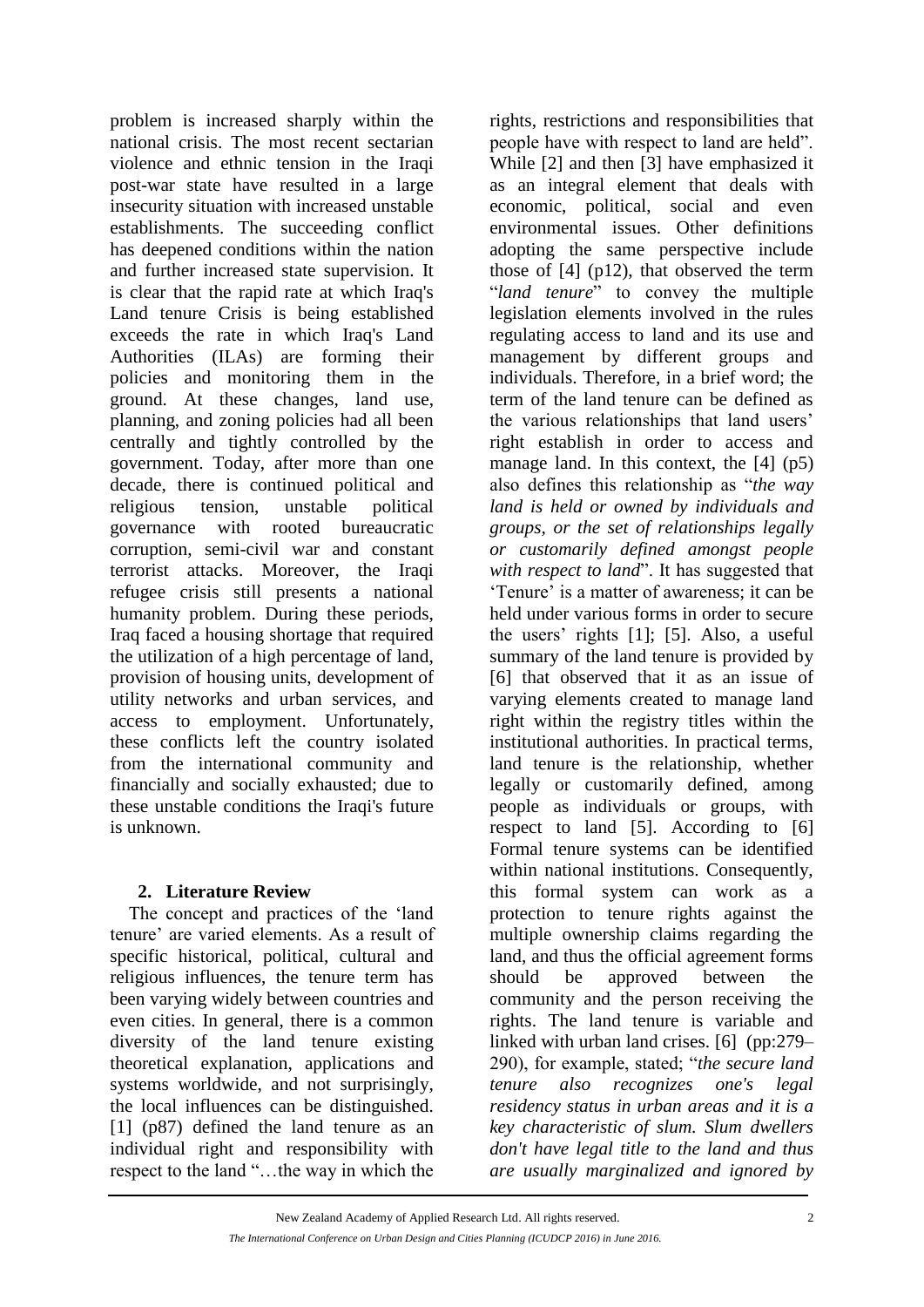problem is increased sharply within the national crisis. The most recent sectarian violence and ethnic tension in the Iraqi post-war state have resulted in a large insecurity situation with increased unstable establishments. The succeeding conflict has deepened conditions within the nation and further increased state supervision. It is clear that the rapid rate at which Iraq's Land tenure Crisis is being established exceeds the rate in which Iraq's Land Authorities (ILAs) are forming their policies and monitoring them in the ground. At these changes, land use, planning, and zoning policies had all been centrally and tightly controlled by the government. Today, after more than one decade, there is continued political and religious tension, unstable political governance with rooted bureaucratic corruption, semi-civil war and constant terrorist attacks. Moreover, the Iraqi refugee crisis still presents a national humanity problem. During these periods, Iraq faced a housing shortage that required the utilization of a high percentage of land, provision of housing units, development of utility networks and urban services, and access to employment. Unfortunately, these conflicts left the country isolated from the international community and financially and socially exhausted; due to these unstable conditions the Iraqi's future is unknown.

## 2. Literature Review

The concept and practices of the 'land tenure' are varied elements. As a result of specific historical, political, cultural and religious influences, the tenure term has been varying widely between countries and even cities. In general, there is a common diversity of the land tenure existing theoretical explanation, applications and systems worldwide, and not surprisingly, the local influences can be distinguished. [1] (p87) defined the land tenure as an individual right and responsibility with respect to the land "…the way in which the rights, restrictions and responsibilities that people have with respect to land are held". While [2] and then [3] have emphasized it as an integral element that deals with economic, political, social and even environmental issues. Other definitions adopting the same perspective include those of [4] (p12), that observed the term "*land tenure*" to convey the multiple legislation elements involved in the rules regulating access to land and its use and management by different groups and individuals. Therefore, in a brief word; the term of the land tenure can be defined as the various relationships that land users' right establish in order to access and manage land. In this context, the [4] (p5) also defines this relationship as "*the way land is held or owned by individuals and groups, or the set of relationships legally or customarily defined amongst people with respect to land*". It has suggested that 'Tenure' is a matter of awareness; it can be held under various forms in order to secure the users' rights [1]; [5]. Also, a useful summary of the land tenure is provided by [6] that observed that it as an issue of varying elements created to manage land right within the registry titles within the institutional authorities. In practical terms, land tenure is the relationship, whether legally or customarily defined, among people as individuals or groups, with respect to land [5]. According to [6] Formal tenure systems can be identified within national institutions. Consequently, this formal system can work as a protection to tenure rights against the multiple ownership claims regarding the land, and thus the official agreement forms should be approved between the community and the person receiving the rights. The land tenure is variable and linked with urban land crises. [6] (pp:279–290), for example, stated; "*the secure land tenure also recognizes one's legal residency status in urban areas and it is a key characteristic of slum. Slum dwellers don't have legal title to the land and thus are usually marginalized and ignored by*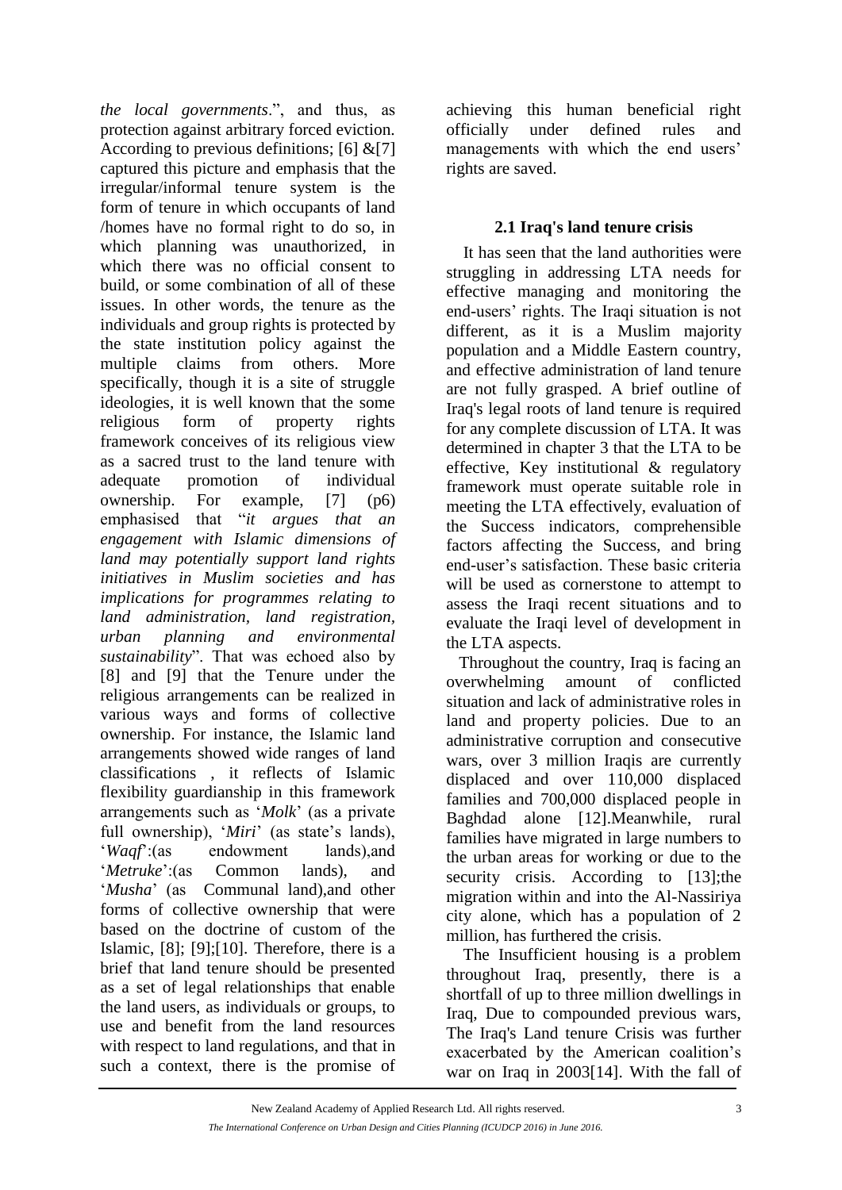*the local governments*.", and thus, as protection against arbitrary forced eviction. According to previous definitions; [6] &[7] captured this picture and emphasis that the irregular/informal tenure system is the form of tenure in which occupants of land /homes have no formal right to do so, in which planning was unauthorized, in which there was no official consent to build, or some combination of all of these issues. In other words, the tenure as the individuals and group rights is protected by the state institution policy against the multiple claims from others. More specifically, though it is a site of struggle ideologies, it is well known that the some religious form of property rights framework conceives of its religious view as a sacred trust to the land tenure with adequate promotion of individual ownership. For example, [7] (p6) emphasised that "*it argues that an engagement with Islamic dimensions of land may potentially support land rights initiatives in Muslim societies and has implications for programmes relating to land administration, land registration, urban planning and environmental sustainability*". That was echoed also by [8] and [9] that the Tenure under the religious arrangements can be realized in various ways and forms of collective ownership. For instance, the Islamic land arrangements showed wide ranges of land classifications , it reflects of Islamic flexibility guardianship in this framework arrangements such as '*Molk*' (as a private full ownership), '*Miri*' (as state's lands), '*Waqf*':(as endowment lands),and '*Metruke*':(as Common lands), and '*Musha*' (as Communal land),and other forms of collective ownership that were based on the doctrine of custom of the Islamic, [8]; [9];[10]. Therefore, there is a brief that land tenure should be presented as a set of legal relationships that enable the land users, as individuals or groups, to use and benefit from the land resources with respect to land regulations, and that in such a context, there is the promise of achieving this human beneficial right officially under defined rules and managements with which the end users' rights are saved.

### 2.1 Iraq's land tenure crisis

It has seen that the land authorities were struggling in addressing LTA needs for effective managing and monitoring the end-users' rights. The Iraqi situation is not different, as it is a Muslim majority population and a Middle Eastern country, and effective administration of land tenure are not fully grasped. A brief outline of Iraq's legal roots of land tenure is required for any complete discussion of LTA. It was determined in chapter 3 that the LTA to be effective, Key institutional & regulatory framework must operate suitable role in meeting the LTA effectively, evaluation of the Success indicators, comprehensible factors affecting the Success, and bring end-user's satisfaction. These basic criteria will be used as cornerstone to attempt to assess the Iraqi recent situations and to evaluate the Iraqi level of development in the LTA aspects.

Throughout the country, Iraq is facing an overwhelming amount of conflicted situation and lack of administrative roles in land and property policies. Due to an administrative corruption and consecutive wars, over 3 million Iraqis are currently displaced and over 110,000 displaced families and 700,000 displaced people in Baghdad alone [12].Meanwhile, rural families have migrated in large numbers to the urban areas for working or due to the security crisis. According to [13];the migration within and into the Al-Nassiriya city alone, which has a population of 2 million, has furthered the crisis.

The Insufficient housing is a problem throughout Iraq, presently, there is a shortfall of up to three million dwellings in Iraq, Due to compounded previous wars, The Iraq's Land tenure Crisis was further exacerbated by the American coalition's war on Iraq in 2003[14]. With the fall of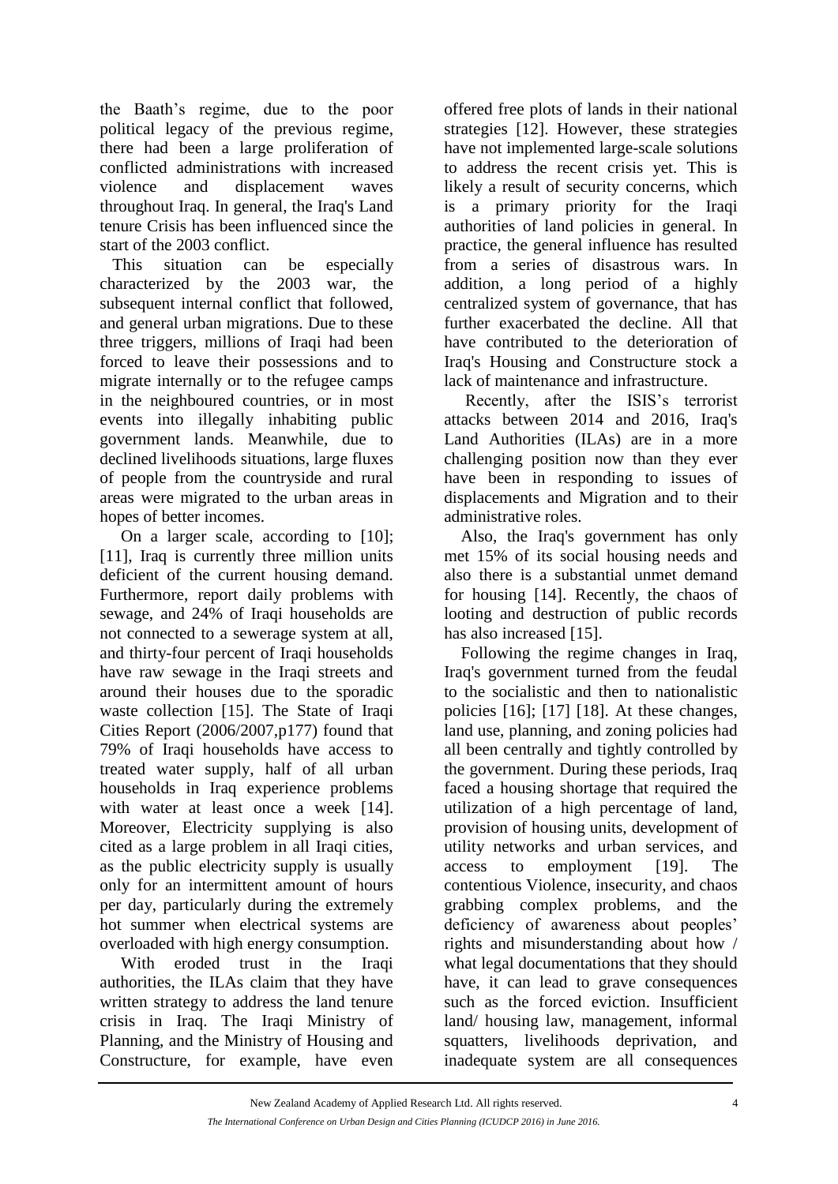the Baath's regime, due to the poor political legacy of the previous regime, there had been a large proliferation of conflicted administrations with increased violence and displacement waves throughout Iraq. In general, the Iraq's Land tenure Crisis has been influenced since the start of the 2003 conflict.

This situation can be especially characterized by the 2003 war, the subsequent internal conflict that followed, and general urban migrations. Due to these three triggers, millions of Iraqi had been forced to leave their possessions and to migrate internally or to the refugee camps in the neighboured countries, or in most events into illegally inhabiting public government lands. Meanwhile, due to declined livelihoods situations, large fluxes of people from the countryside and rural areas were migrated to the urban areas in hopes of better incomes.

On a larger scale, according to [10]; [11], Iraq is currently three million units deficient of the current housing demand. Furthermore, report daily problems with sewage, and 24% of Iraqi households are not connected to a sewerage system at all, and thirty-four percent of Iraqi households have raw sewage in the Iraqi streets and around their houses due to the sporadic waste collection [15]. The State of Iraqi Cities Report (2006/2007,p177) found that 79% of Iraqi households have access to treated water supply, half of all urban households in Iraq experience problems with water at least once a week [14]. Moreover, Electricity supplying is also cited as a large problem in all Iraqi cities, as the public electricity supply is usually only for an intermittent amount of hours per day, particularly during the extremely hot summer when electrical systems are overloaded with high energy consumption.

With eroded trust in the Iraqi authorities, the ILAs claim that they have written strategy to address the land tenure crisis in Iraq. The Iraqi Ministry of Planning, and the Ministry of Housing and Constructure, for example, have even offered free plots of lands in their national strategies [12]. However, these strategies have not implemented large-scale solutions to address the recent crisis yet. This is likely a result of security concerns, which is a primary priority for the Iraqi authorities of land policies in general. In practice, the general influence has resulted from a series of disastrous wars. In addition, a long period of a highly centralized system of governance, that has further exacerbated the decline. All that have contributed to the deterioration of Iraq's Housing and Constructure stock a lack of maintenance and infrastructure.

Recently, after the ISIS's terrorist attacks between 2014 and 2016, Iraq's Land Authorities (ILAs) are in a more challenging position now than they ever have been in responding to issues of displacements and Migration and to their administrative roles.

Also, the Iraq's government has only met 15% of its social housing needs and also there is a substantial unmet demand for housing [14]. Recently, the chaos of looting and destruction of public records has also increased [15].

Following the regime changes in Iraq, Iraq's government turned from the feudal to the socialistic and then to nationalistic policies [16]; [17] [18]. At these changes, land use, planning, and zoning policies had all been centrally and tightly controlled by the government. During these periods, Iraq faced a housing shortage that required the utilization of a high percentage of land, provision of housing units, development of utility networks and urban services, and access to employment [19]. The contentious Violence, insecurity, and chaos grabbing complex problems, and the deficiency of awareness about peoples' rights and misunderstanding about how / what legal documentations that they should have, it can lead to grave consequences such as the forced eviction. Insufficient land/ housing law, management, informal squatters, livelihoods deprivation, and inadequate system are all consequences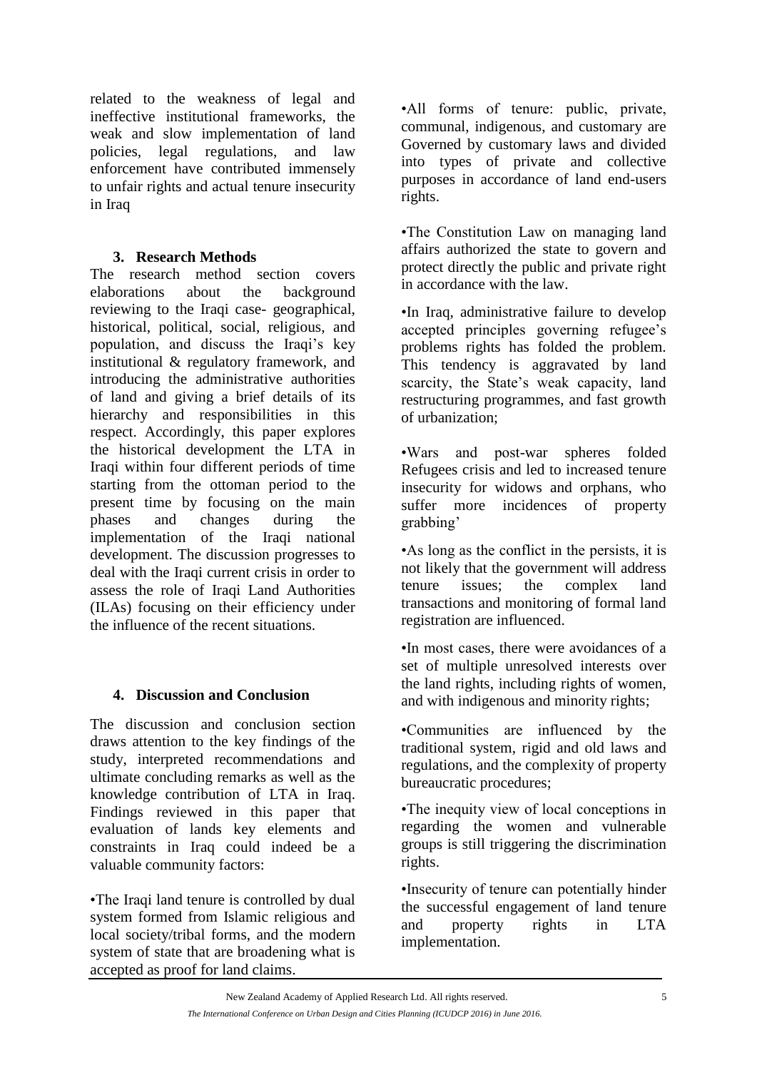related to the weakness of legal and ineffective institutional frameworks, the weak and slow implementation of land policies, legal regulations, and law enforcement have contributed immensely to unfair rights and actual tenure insecurity in Iraq

### 3. Research Methods

The research method section covers elaborations about the background reviewing to the Iraqi case- geographical, historical, political, social, religious, and population, and discuss the Iraqi's key institutional & regulatory framework, and introducing the administrative authorities of land and giving a brief details of its hierarchy and responsibilities in this respect. Accordingly, this paper explores the historical development the LTA in Iraqi within four different periods of time starting from the ottoman period to the present time by focusing on the main phases and changes during the implementation of the Iraqi national development. The discussion progresses to deal with the Iraqi current crisis in order to assess the role of Iraqi Land Authorities (ILAs) focusing on their efficiency under the influence of the recent situations.

### 4. Discussion and Conclusion

The discussion and conclusion section draws attention to the key findings of the study, interpreted recommendations and ultimate concluding remarks as well as the knowledge contribution of LTA in Iraq. Findings reviewed in this paper that evaluation of lands key elements and constraints in Iraq could indeed be a valuable community factors:

•The Iraqi land tenure is controlled by dual system formed from Islamic religious and local society/tribal forms, and the modern system of state that are broadening what is accepted as proof for land claims.

•All forms of tenure: public, private, communal, indigenous, and customary are Governed by customary laws and divided into types of private and collective purposes in accordance of land end-users rights.

•The Constitution Law on managing land affairs authorized the state to govern and protect directly the public and private right in accordance with the law.

•In Iraq, administrative failure to develop accepted principles governing refugee's problems rights has folded the problem. This tendency is aggravated by land scarcity, the State's weak capacity, land restructuring programmes, and fast growth of urbanization;

•Wars and post-war spheres folded Refugees crisis and led to increased tenure insecurity for widows and orphans, who suffer more incidences of property grabbing'

•As long as the conflict in the persists, it is not likely that the government will address tenure issues; the complex land transactions and monitoring of formal land registration are influenced.

•In most cases, there were avoidances of a set of multiple unresolved interests over the land rights, including rights of women, and with indigenous and minority rights;

•Communities are influenced by the traditional system, rigid and old laws and regulations, and the complexity of property bureaucratic procedures;

•The inequity view of local conceptions in regarding the women and vulnerable groups is still triggering the discrimination rights.

•Insecurity of tenure can potentially hinder the successful engagement of land tenure and property rights in LTA implementation.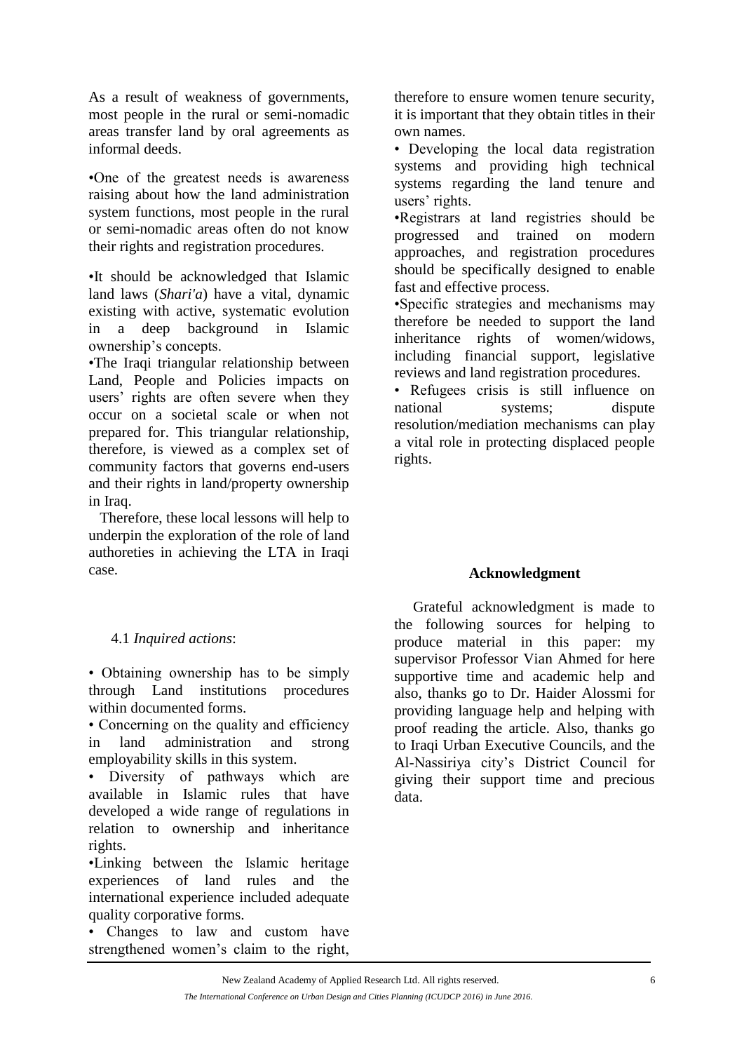As a result of weakness of governments, most people in the rural or semi-nomadic areas transfer land by oral agreements as informal deeds.

•One of the greatest needs is awareness raising about how the land administration system functions, most people in the rural or semi-nomadic areas often do not know their rights and registration procedures.

•It should be acknowledged that Islamic land laws (*Shari'a*) have a vital, dynamic existing with active, systematic evolution in a deep background in Islamic ownership's concepts.

•The Iraqi triangular relationship between Land, People and Policies impacts on users' rights are often severe when they occur on a societal scale or when not prepared for. This triangular relationship, therefore, is viewed as a complex set of community factors that governs end-users and their rights in land/property ownership in Iraq.

Therefore, these local lessons will help to underpin the exploration of the role of land authoreties in achieving the LTA in Iraqi case.

### 4.1 *Inquired actions*:

• Obtaining ownership has to be simply through Land institutions procedures within documented forms.

• Concerning on the quality and efficiency in land administration and strong employability skills in this system.

• Diversity of pathways which are available in Islamic rules that have developed a wide range of regulations in relation to ownership and inheritance rights.

•Linking between the Islamic heritage experiences of land rules and the international experience included adequate quality corporative forms.

• Changes to law and custom have strengthened women's claim to the right, therefore to ensure women tenure security, it is important that they obtain titles in their own names.

• Developing the local data registration systems and providing high technical systems regarding the land tenure and users' rights.

•Registrars at land registries should be progressed and trained on modern approaches, and registration procedures should be specifically designed to enable fast and effective process.

•Specific strategies and mechanisms may therefore be needed to support the land inheritance rights of women/widows, including financial support, legislative reviews and land registration procedures.

• Refugees crisis is still influence on national systems; dispute resolution/mediation mechanisms can play a vital role in protecting displaced people rights.

## Acknowledgment

Grateful acknowledgment is made to the following sources for helping to produce material in this paper: my supervisor Professor Vian Ahmed for here supportive time and academic help and also, thanks go to Dr. Haider Alossmi for providing language help and helping with proof reading the article. Also, thanks go to Iraqi Urban Executive Councils, and the Al-Nassiriya city's District Council for giving their support time and precious data.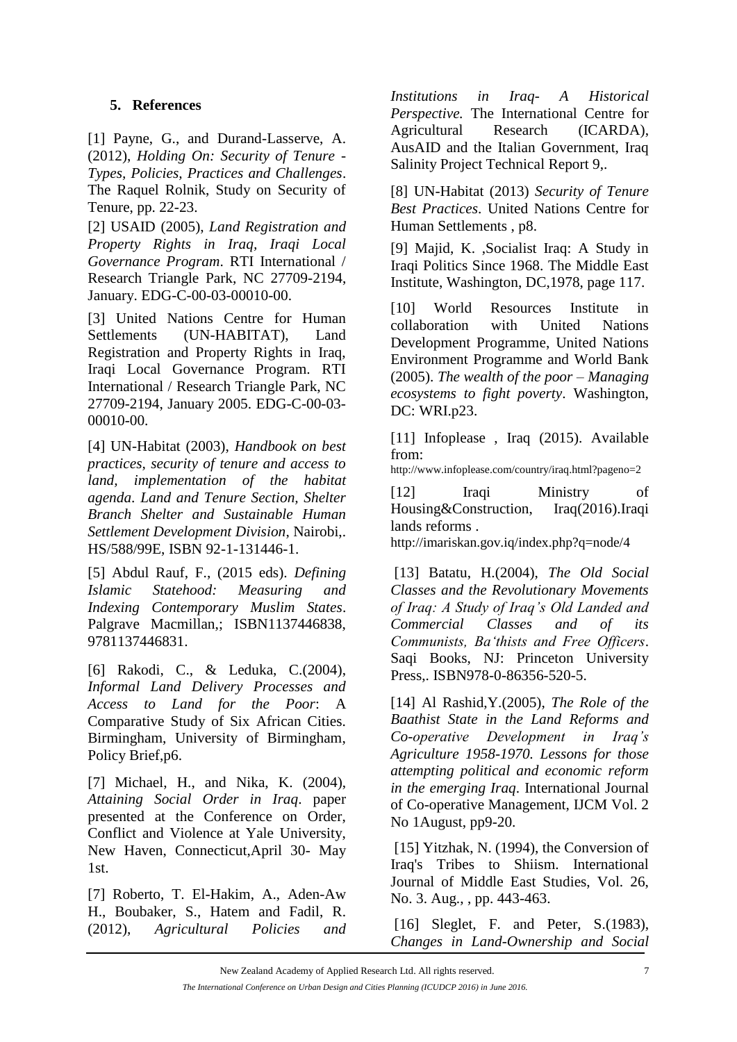## 5. References

[1] Payne, G., and Durand-Lasserve, A. (2012), *Holding On: Security of Tenure - Types, Policies, Practices and Challenges*. The Raquel Rolnik, Study on Security of Tenure, pp. 22-23.

[2] USAID (2005), *Land Registration and Property Rights in Iraq, Iraqi Local Governance Program*. RTI International / Research Triangle Park, NC 27709-2194, January. EDG-C-00-03-00010-00.

[3] United Nations Centre for Human Settlements (UN-HABITAT), Land Registration and Property Rights in Iraq, Iraqi Local Governance Program. RTI International / Research Triangle Park, NC 27709-2194, January 2005. EDG-C-00-03-00010-00.

[4] UN-Habitat (2003), *Handbook on best practices, security of tenure and access to land, implementation of the habitat agenda. Land and Tenure Section, Shelter Branch Shelter and Sustainable Human Settlement Development Division*, Nairobi,. HS/588/99E, ISBN 92-1-131446-1.

[5] Abdul Rauf, F., (2015 eds). *Defining Islamic Statehood: Measuring and Indexing Contemporary Muslim States*. Palgrave Macmillan,; ISBN1137446838, 9781137446831.

[6] Rakodi, C., & Leduka, C.(2004), *Informal Land Delivery Processes and Access to Land for the Poor*: A Comparative Study of Six African Cities. Birmingham, University of Birmingham, Policy Brief,p6.

[7] Michael, H., and Nika, K. (2004), *Attaining Social Order in Iraq*. paper presented at the Conference on Order, Conflict and Violence at Yale University, New Haven, Connecticut,April 30- May 1st.

[7] Roberto, T. El-Hakim, A., Aden-Aw H., Boubaker, S., Hatem and Fadil, R. (2012), *Agricultural Policies and Institutions in Iraq- A Historical Perspective.* The International Centre for Agricultural Research (ICARDA), AusAID and the Italian Government, Iraq Salinity Project Technical Report 9,.

[8] UN-Habitat (2013) *Security of Tenure Best Practices*. United Nations Centre for Human Settlements , p8.

[9] Majid, K. ,Socialist Iraq: A Study in Iraqi Politics Since 1968. The Middle East Institute, Washington, DC,1978, page 117.

[10] World Resources Institute in collaboration with United Nations Development Programme, United Nations Environment Programme and World Bank (2005). *The wealth of the poor – Managing ecosystems to fight poverty*. Washington, DC: WRI.p23.

[11] Infoplease , Iraq (2015). Available from: http://www.infoplease.com/country/iraq.html?pageno=2

[12] Iraqi Ministry of Housing&Construction, Iraq(2016).Iraqi lands reforms . http://imariskan.gov.iq/index.php?q=node/4

[13] Batatu, H.(2004), *The Old Social Classes and the Revolutionary Movements of Iraq: A Study of Iraq's Old Landed and Commercial Classes and of its Communists, Ba'thists and Free Officers*. Saqi Books, NJ: Princeton University Press,. ISBN978-0-86356-520-5.

[14] Al Rashid,Y.(2005), *The Role of the Baathist State in the Land Reforms and Co-operative Development in Iraq's Agriculture 1958-1970. Lessons for those attempting political and economic reform in the emerging Iraq*. International Journal of Co-operative Management, IJCM Vol. 2 No 1August, pp9-20.

[15] Yitzhak, N. (1994), the Conversion of Iraq's Tribes to Shiism. International Journal of Middle East Studies, Vol. 26, No. 3. Aug., , pp. 443-463.

[16] Sleglet, F. and Peter, S.(1983), *Changes in Land-Ownership and Social*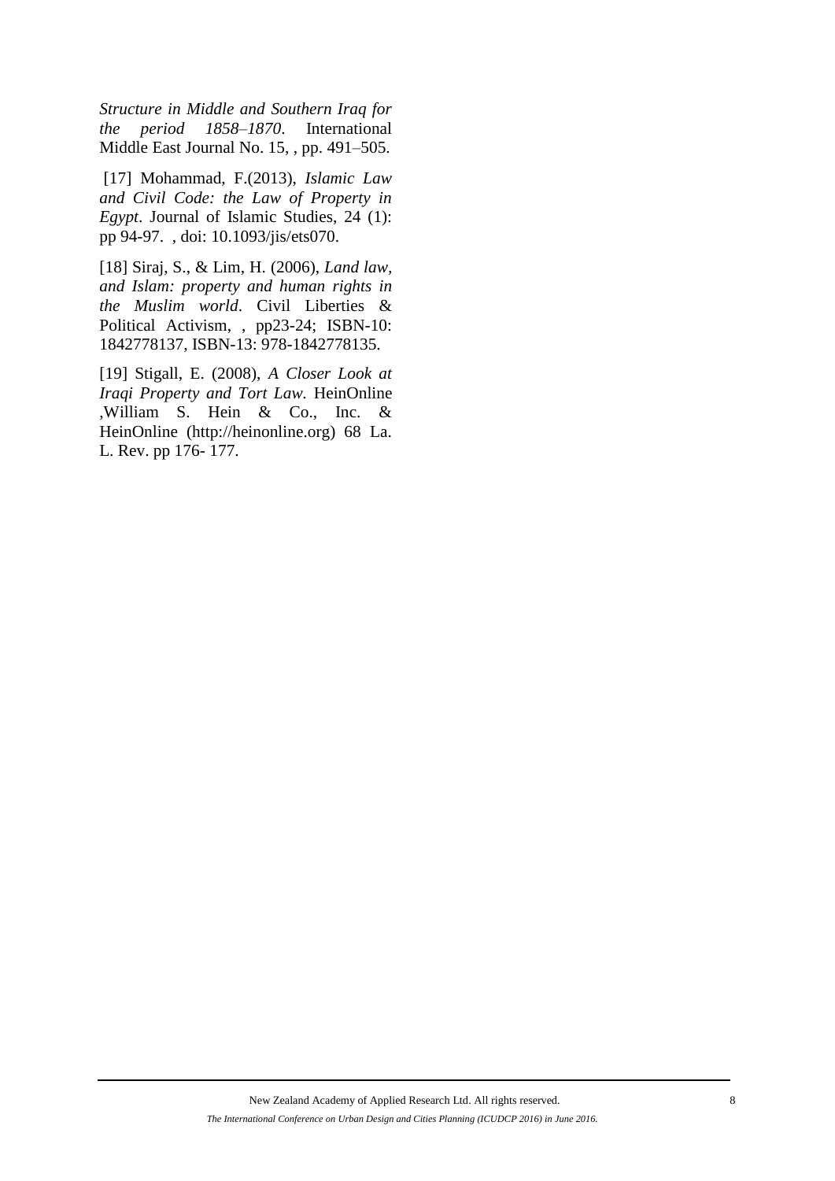*Structure in Middle and Southern Iraq for the period 1858–1870*. International Middle East Journal No. 15, , pp. 491–505.

[17] Mohammad, F.(2013), *Islamic Law and Civil Code: the Law of Property in Egypt*. Journal of Islamic Studies, 24 (1): pp 94-97. , doi: 10.1093/jis/ets070.

[18] Siraj, S., & Lim, H. (2006), *Land law, and Islam: property and human rights in the Muslim world*. Civil Liberties & Political Activism, , pp23-24; ISBN-10: 1842778137, ISBN-13: 978-1842778135.

[19] Stigall, E. (2008), *A Closer Look at Iraqi Property and Tort Law.* HeinOnline ,William S. Hein & Co., Inc. & HeinOnline (http://heinonline.org) 68 La. L. Rev. pp 176- 177.